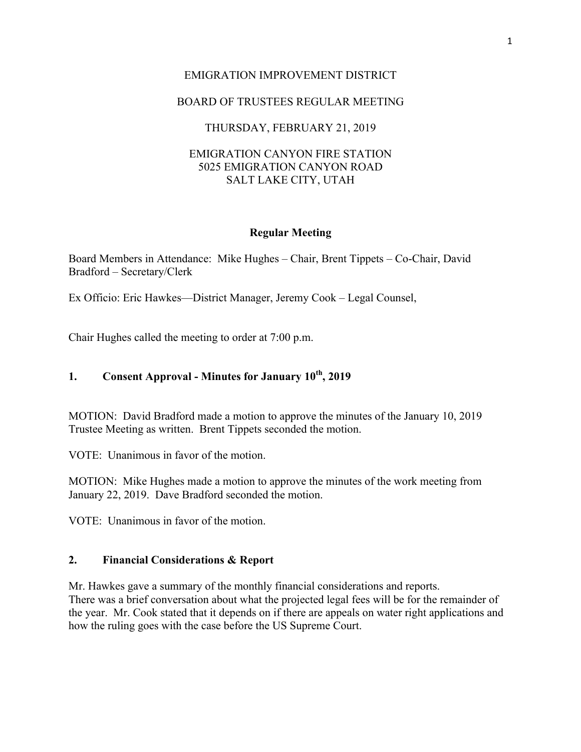EMIGRATION IMPROVEMENT DISTRICT

BOARD OF TRUSTEES REGULAR MEETING

THURSDAY, FEBRUARY 21, 2019

EMIGRATION CANYON FIRE STATION
5025 EMIGRATION CANYON ROAD
SALT LAKE CITY, UTAH

**Regular Meeting**

Board Members in Attendance: Mike Hughes – Chair, Brent Tippets – Co-Chair, David Bradford – Secretary/Clerk

Ex Officio: Eric Hawkes—District Manager, Jeremy Cook – Legal Counsel,

Chair Hughes called the meeting to order at 7:00 p.m.

## 1. Consent Approval - Minutes for January 10th, 2019

MOTION: David Bradford made a motion to approve the minutes of the January 10, 2019 Trustee Meeting as written. Brent Tippets seconded the motion.

VOTE: Unanimous in favor of the motion.

MOTION: Mike Hughes made a motion to approve the minutes of the work meeting from January 22, 2019. Dave Bradford seconded the motion.

VOTE: Unanimous in favor of the motion.

## 2. Financial Considerations & Report

Mr. Hawkes gave a summary of the monthly financial considerations and reports.
There was a brief conversation about what the projected legal fees will be for the remainder of the year. Mr. Cook stated that it depends on if there are appeals on water right applications and how the ruling goes with the case before the US Supreme Court.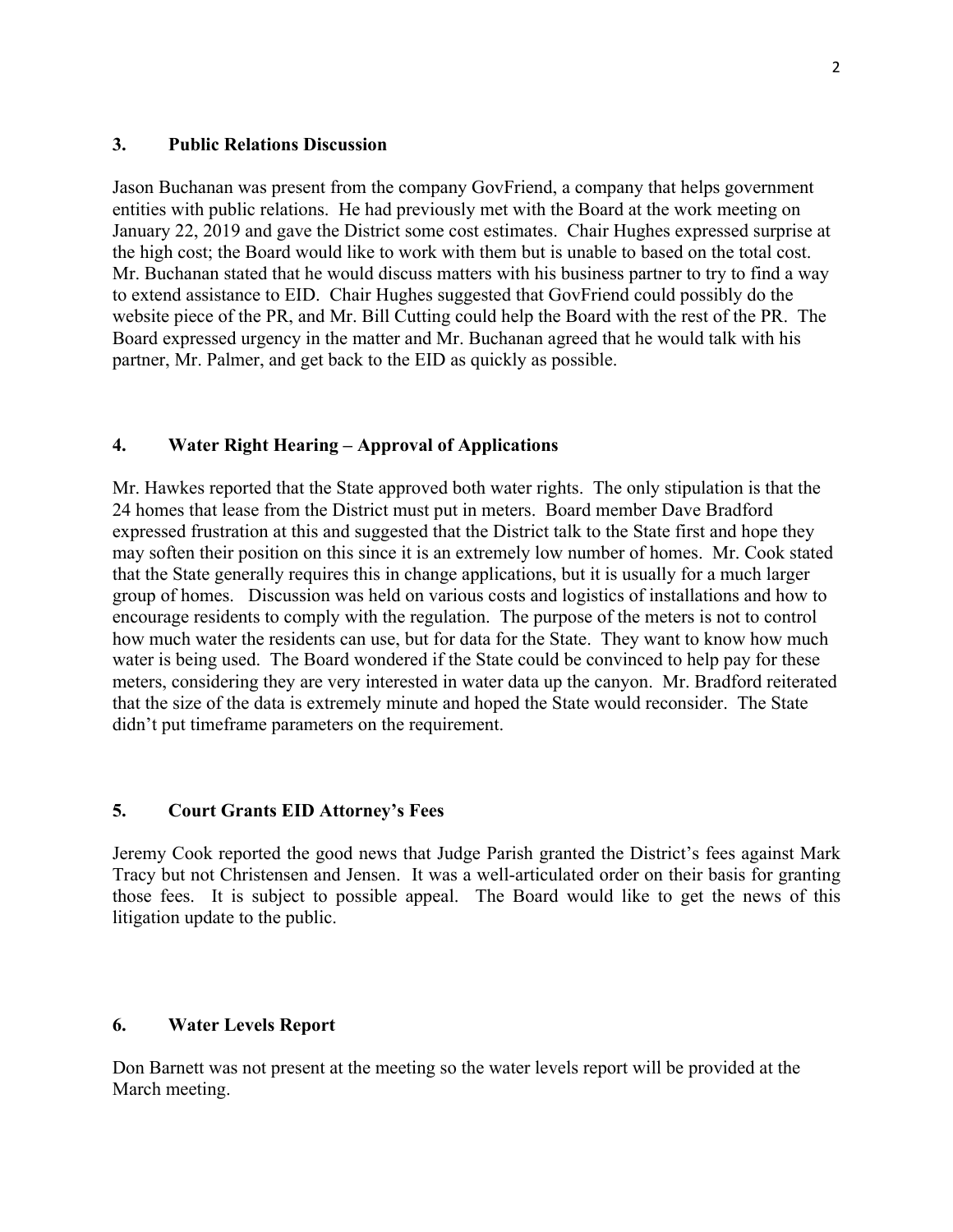## 3. Public Relations Discussion

Jason Buchanan was present from the company GovFriend, a company that helps government entities with public relations. He had previously met with the Board at the work meeting on January 22, 2019 and gave the District some cost estimates. Chair Hughes expressed surprise at the high cost; the Board would like to work with them but is unable to based on the total cost. Mr. Buchanan stated that he would discuss matters with his business partner to try to find a way to extend assistance to EID. Chair Hughes suggested that GovFriend could possibly do the website piece of the PR, and Mr. Bill Cutting could help the Board with the rest of the PR. The Board expressed urgency in the matter and Mr. Buchanan agreed that he would talk with his partner, Mr. Palmer, and get back to the EID as quickly as possible.

## 4. Water Right Hearing – Approval of Applications

Mr. Hawkes reported that the State approved both water rights. The only stipulation is that the 24 homes that lease from the District must put in meters. Board member Dave Bradford expressed frustration at this and suggested that the District talk to the State first and hope they may soften their position on this since it is an extremely low number of homes. Mr. Cook stated that the State generally requires this in change applications, but it is usually for a much larger group of homes. Discussion was held on various costs and logistics of installations and how to encourage residents to comply with the regulation. The purpose of the meters is not to control how much water the residents can use, but for data for the State. They want to know how much water is being used. The Board wondered if the State could be convinced to help pay for these meters, considering they are very interested in water data up the canyon. Mr. Bradford reiterated that the size of the data is extremely minute and hoped the State would reconsider. The State didn't put timeframe parameters on the requirement.

## 5. Court Grants EID Attorney's Fees

Jeremy Cook reported the good news that Judge Parish granted the District's fees against Mark Tracy but not Christensen and Jensen. It was a well-articulated order on their basis for granting those fees. It is subject to possible appeal. The Board would like to get the news of this litigation update to the public.

## 6. Water Levels Report

Don Barnett was not present at the meeting so the water levels report will be provided at the March meeting.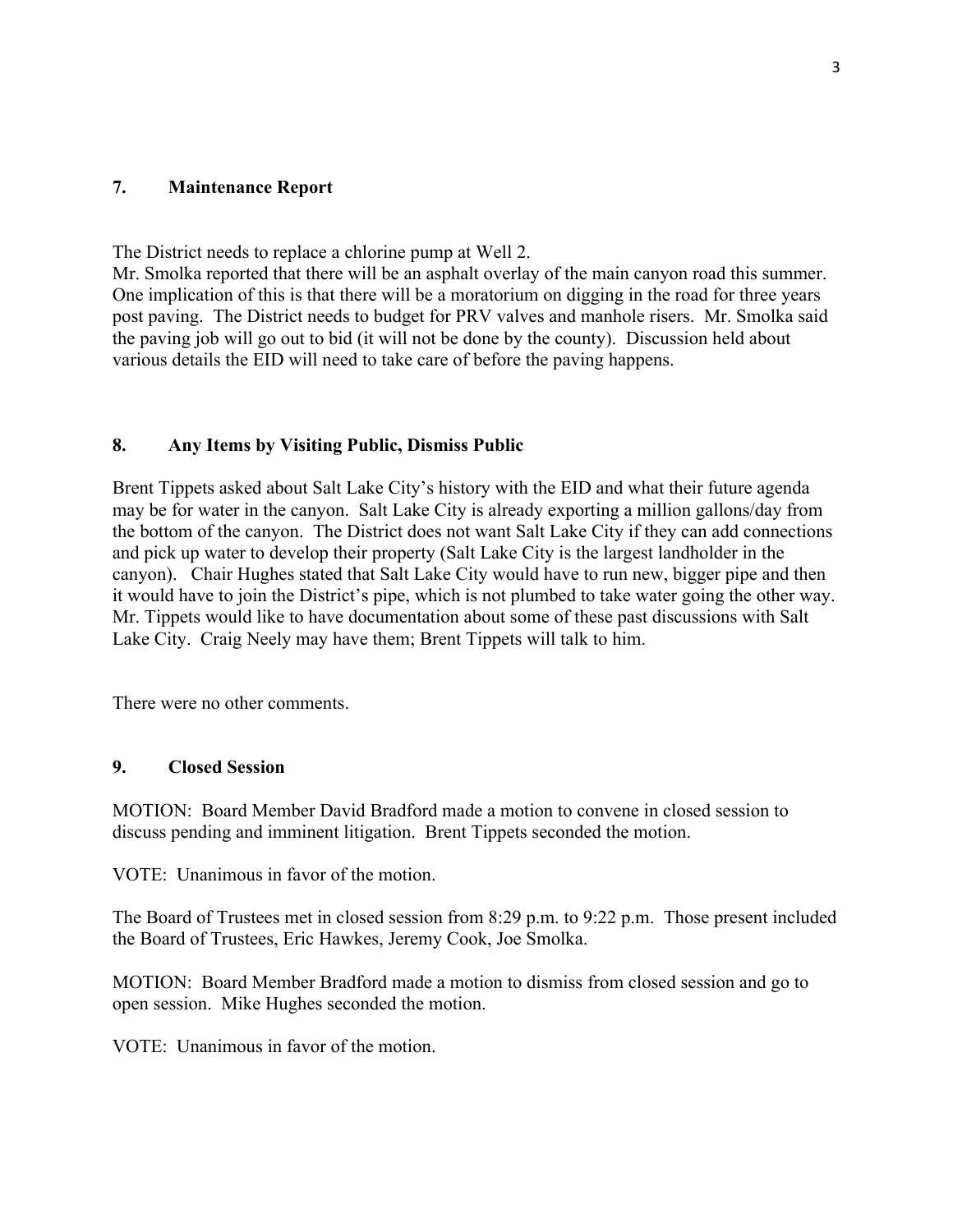## 7. Maintenance Report

The District needs to replace a chlorine pump at Well 2.
Mr. Smolka reported that there will be an asphalt overlay of the main canyon road this summer. One implication of this is that there will be a moratorium on digging in the road for three years post paving. The District needs to budget for PRV valves and manhole risers. Mr. Smolka said the paving job will go out to bid (it will not be done by the county). Discussion held about various details the EID will need to take care of before the paving happens.

## 8. Any Items by Visiting Public, Dismiss Public

Brent Tippets asked about Salt Lake City's history with the EID and what their future agenda may be for water in the canyon. Salt Lake City is already exporting a million gallons/day from the bottom of the canyon. The District does not want Salt Lake City if they can add connections and pick up water to develop their property (Salt Lake City is the largest landholder in the canyon). Chair Hughes stated that Salt Lake City would have to run new, bigger pipe and then it would have to join the District's pipe, which is not plumbed to take water going the other way. Mr. Tippets would like to have documentation about some of these past discussions with Salt Lake City. Craig Neely may have them; Brent Tippets will talk to him.

There were no other comments.

## 9. Closed Session

MOTION: Board Member David Bradford made a motion to convene in closed session to discuss pending and imminent litigation. Brent Tippets seconded the motion.

VOTE: Unanimous in favor of the motion.

The Board of Trustees met in closed session from 8:29 p.m. to 9:22 p.m. Those present included the Board of Trustees, Eric Hawkes, Jeremy Cook, Joe Smolka.

MOTION: Board Member Bradford made a motion to dismiss from closed session and go to open session. Mike Hughes seconded the motion.

VOTE: Unanimous in favor of the motion.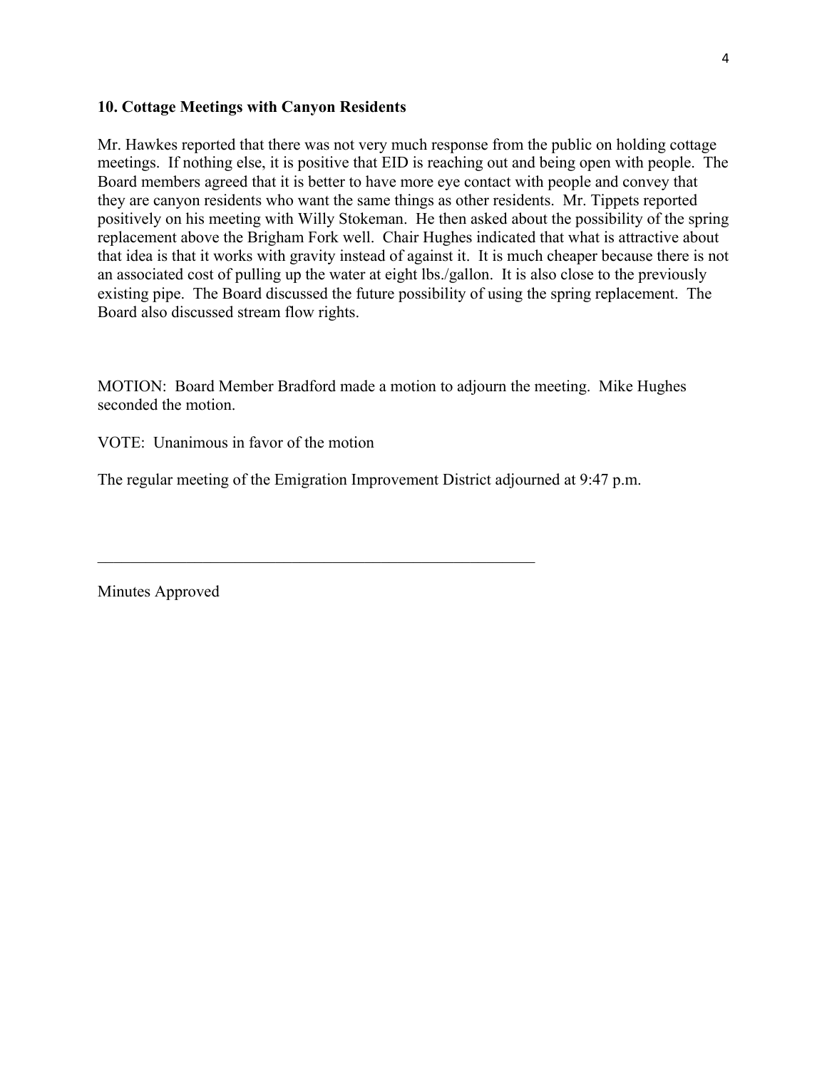**10. Cottage Meetings with Canyon Residents**

Mr. Hawkes reported that there was not very much response from the public on holding cottage meetings. If nothing else, it is positive that EID is reaching out and being open with people. The Board members agreed that it is better to have more eye contact with people and convey that they are canyon residents who want the same things as other residents. Mr. Tippets reported positively on his meeting with Willy Stokeman. He then asked about the possibility of the spring replacement above the Brigham Fork well. Chair Hughes indicated that what is attractive about that idea is that it works with gravity instead of against it. It is much cheaper because there is not an associated cost of pulling up the water at eight lbs./gallon. It is also close to the previously existing pipe. The Board discussed the future possibility of using the spring replacement. The Board also discussed stream flow rights.

MOTION: Board Member Bradford made a motion to adjourn the meeting. Mike Hughes seconded the motion.

VOTE: Unanimous in favor of the motion

The regular meeting of the Emigration Improvement District adjourned at 9:47 p.m.

\_\_\_\_\_\_\_\_\_\_\_\_\_\_\_\_\_\_\_\_\_\_\_\_\_\_\_\_\_\_\_\_\_\_\_\_\_\_\_\_\_\_\_\_\_\_\_\_\_\_\_\_\_\_\_\_

Minutes Approved